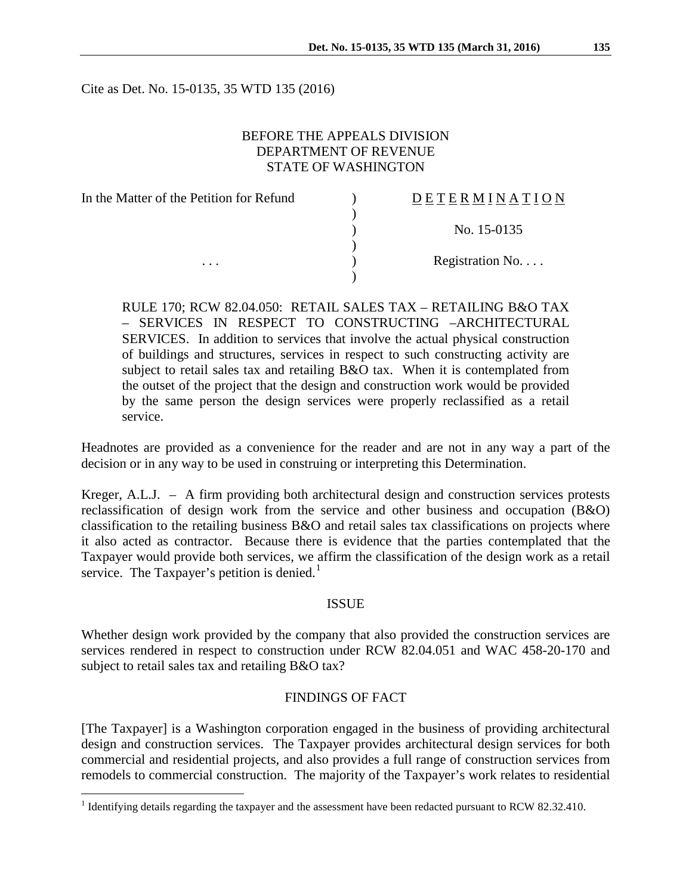Cite as Det. No. 15-0135, 35 WTD 135 (2016)

BEFORE THE APPEALS DIVISION
DEPARTMENT OF REVENUE
STATE OF WASHINGTON

| In the Matter of the Petition for Refund | ) | DETERMINATION |
|---|---|---|
| | ) | |
| | ) | No. 15-0135 |
| | ) | |
| . . . | ) | Registration No. . . . |
| | ) | |

RULE 170; RCW 82.04.050: RETAIL SALES TAX – RETAILING B&O TAX – SERVICES IN RESPECT TO CONSTRUCTING –ARCHITECTURAL SERVICES. In addition to services that involve the actual physical construction of buildings and structures, services in respect to such constructing activity are subject to retail sales tax and retailing B&O tax. When it is contemplated from the outset of the project that the design and construction work would be provided by the same person the design services were properly reclassified as a retail service.

Headnotes are provided as a convenience for the reader and are not in any way a part of the decision or in any way to be used in construing or interpreting this Determination.

Kreger, A.L.J. – A firm providing both architectural design and construction services protests reclassification of design work from the service and other business and occupation (B&O) classification to the retailing business B&O and retail sales tax classifications on projects where it also acted as contractor. Because there is evidence that the parties contemplated that the Taxpayer would provide both services, we affirm the classification of the design work as a retail service. The Taxpayer's petition is denied.[1]

## ISSUE

Whether design work provided by the company that also provided the construction services are services rendered in respect to construction under RCW 82.04.051 and WAC 458-20-170 and subject to retail sales tax and retailing B&O tax?

## FINDINGS OF FACT

[The Taxpayer] is a Washington corporation engaged in the business of providing architectural design and construction services. The Taxpayer provides architectural design services for both commercial and residential projects, and also provides a full range of construction services from remodels to commercial construction. The majority of the Taxpayer's work relates to residential

[1] Identifying details regarding the taxpayer and the assessment have been redacted pursuant to RCW 82.32.410.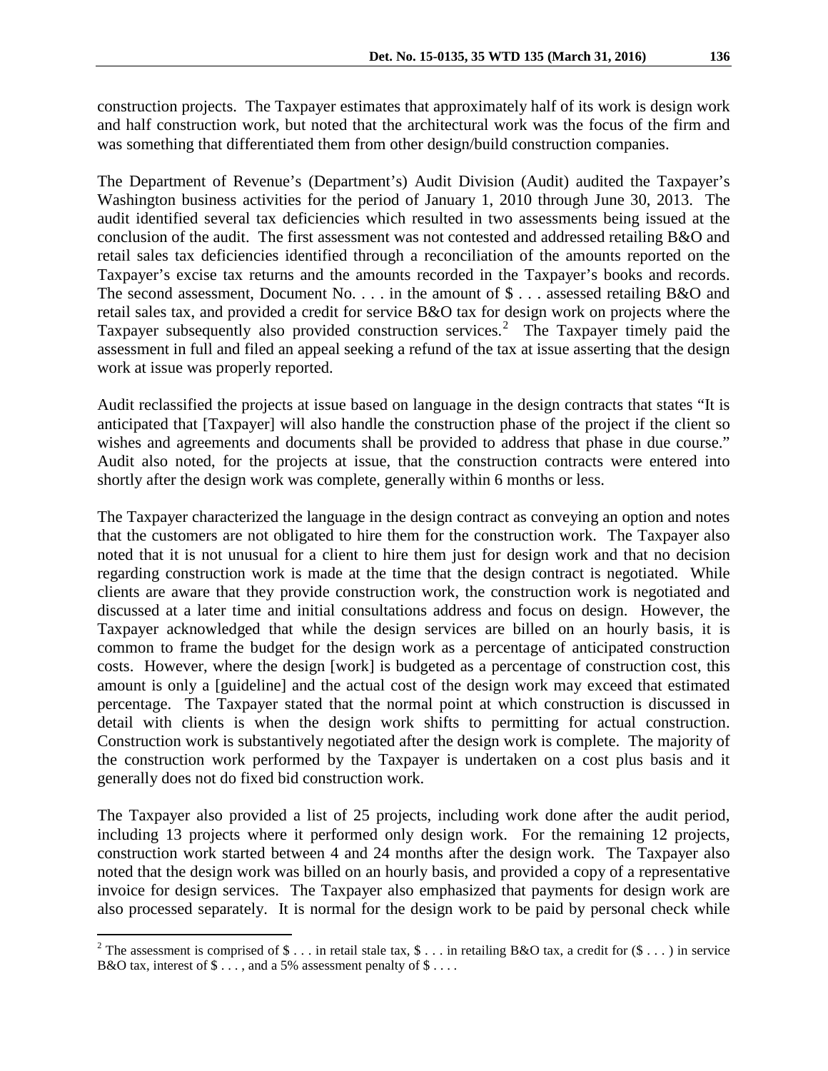construction projects. The Taxpayer estimates that approximately half of its work is design work and half construction work, but noted that the architectural work was the focus of the firm and was something that differentiated them from other design/build construction companies.

The Department of Revenue's (Department's) Audit Division (Audit) audited the Taxpayer's Washington business activities for the period of January 1, 2010 through June 30, 2013. The audit identified several tax deficiencies which resulted in two assessments being issued at the conclusion of the audit. The first assessment was not contested and addressed retailing B&O and retail sales tax deficiencies identified through a reconciliation of the amounts reported on the Taxpayer's excise tax returns and the amounts recorded in the Taxpayer's books and records. The second assessment, Document No. . . . in the amount of $ . . . assessed retailing B&O and retail sales tax, and provided a credit for service B&O tax for design work on projects where the Taxpayer subsequently also provided construction services.[2] The Taxpayer timely paid the assessment in full and filed an appeal seeking a refund of the tax at issue asserting that the design work at issue was properly reported.

Audit reclassified the projects at issue based on language in the design contracts that states "It is anticipated that [Taxpayer] will also handle the construction phase of the project if the client so wishes and agreements and documents shall be provided to address that phase in due course." Audit also noted, for the projects at issue, that the construction contracts were entered into shortly after the design work was complete, generally within 6 months or less.

The Taxpayer characterized the language in the design contract as conveying an option and notes that the customers are not obligated to hire them for the construction work. The Taxpayer also noted that it is not unusual for a client to hire them just for design work and that no decision regarding construction work is made at the time that the design contract is negotiated. While clients are aware that they provide construction work, the construction work is negotiated and discussed at a later time and initial consultations address and focus on design. However, the Taxpayer acknowledged that while the design services are billed on an hourly basis, it is common to frame the budget for the design work as a percentage of anticipated construction costs. However, where the design [work] is budgeted as a percentage of construction cost, this amount is only a [guideline] and the actual cost of the design work may exceed that estimated percentage. The Taxpayer stated that the normal point at which construction is discussed in detail with clients is when the design work shifts to permitting for actual construction. Construction work is substantively negotiated after the design work is complete. The majority of the construction work performed by the Taxpayer is undertaken on a cost plus basis and it generally does not do fixed bid construction work.

The Taxpayer also provided a list of 25 projects, including work done after the audit period, including 13 projects where it performed only design work. For the remaining 12 projects, construction work started between 4 and 24 months after the design work. The Taxpayer also noted that the design work was billed on an hourly basis, and provided a copy of a representative invoice for design services. The Taxpayer also emphasized that payments for design work are also processed separately. It is normal for the design work to be paid by personal check while

[2] The assessment is comprised of $ . . . in retail stale tax, $ . . . in retailing B&O tax, a credit for ($ . . . ) in service B&O tax, interest of $ . . . , and a 5% assessment penalty of $ . . . .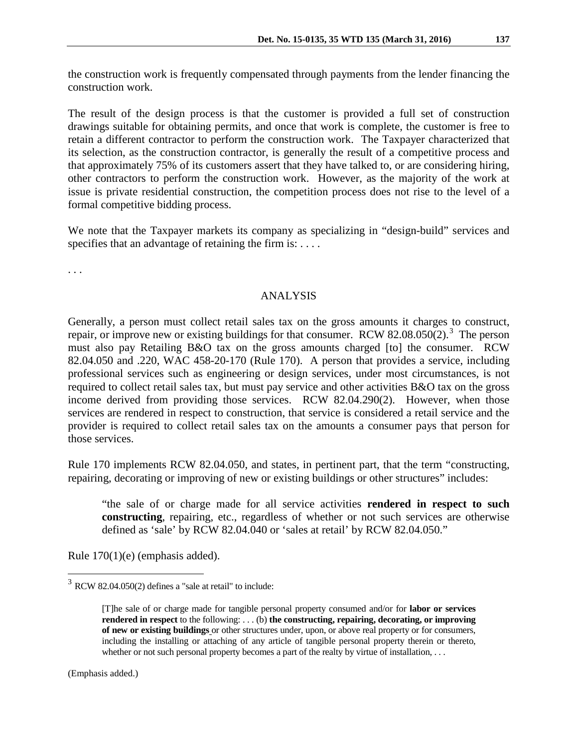the construction work is frequently compensated through payments from the lender financing the construction work.

The result of the design process is that the customer is provided a full set of construction drawings suitable for obtaining permits, and once that work is complete, the customer is free to retain a different contractor to perform the construction work. The Taxpayer characterized that its selection, as the construction contractor, is generally the result of a competitive process and that approximately 75% of its customers assert that they have talked to, or are considering hiring, other contractors to perform the construction work. However, as the majority of the work at issue is private residential construction, the competition process does not rise to the level of a formal competitive bidding process.

We note that the Taxpayer markets its company as specializing in "design-build" services and specifies that an advantage of retaining the firm is: . . . .

. . .

## ANALYSIS

Generally, a person must collect retail sales tax on the gross amounts it charges to construct, repair, or improve new or existing buildings for that consumer. RCW 82.08.050(2).[3] The person must also pay Retailing B&O tax on the gross amounts charged [to] the consumer. RCW 82.04.050 and .220, WAC 458-20-170 (Rule 170). A person that provides a service, including professional services such as engineering or design services, under most circumstances, is not required to collect retail sales tax, but must pay service and other activities B&O tax on the gross income derived from providing those services. RCW 82.04.290(2). However, when those services are rendered in respect to construction, that service is considered a retail service and the provider is required to collect retail sales tax on the amounts a consumer pays that person for those services.

Rule 170 implements RCW 82.04.050, and states, in pertinent part, that the term "constructing, repairing, decorating or improving of new or existing buildings or other structures" includes:

> "the sale of or charge made for all service activities **rendered in respect to such constructing**, repairing, etc., regardless of whether or not such services are otherwise defined as 'sale' by RCW 82.04.040 or 'sales at retail' by RCW 82.04.050."

Rule 170(1)(e) (emphasis added).

---

[3] RCW 82.04.050(2) defines a "sale at retail" to include:

> [T]he sale of or charge made for tangible personal property consumed and/or for **labor or services rendered in respect** to the following: . . . (b) **the constructing, repairing, decorating, or improving of new or existing buildings** or other structures under, upon, or above real property or for consumers, including the installing or attaching of any article of tangible personal property therein or thereto, whether or not such personal property becomes a part of the realty by virtue of installation, . . .

(Emphasis added.)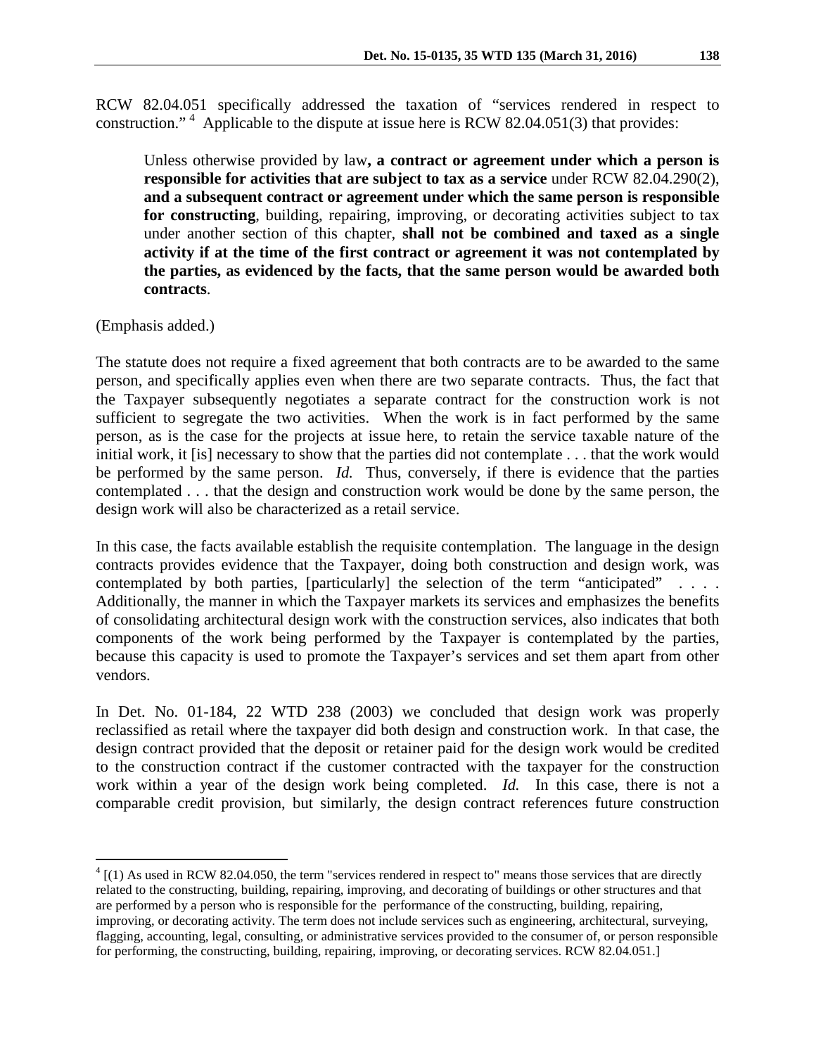RCW 82.04.051 specifically addressed the taxation of "services rendered in respect to construction."[4] Applicable to the dispute at issue here is RCW 82.04.051(3) that provides:

> Unless otherwise provided by law**, a contract or agreement under which a person is responsible for activities that are subject to tax as a service** under RCW 82.04.290(2), **and a subsequent contract or agreement under which the same person is responsible for constructing**, building, repairing, improving, or decorating activities subject to tax under another section of this chapter, **shall not be combined and taxed as a single activity if at the time of the first contract or agreement it was not contemplated by the parties, as evidenced by the facts, that the same person would be awarded both contracts**.

(Emphasis added.)

The statute does not require a fixed agreement that both contracts are to be awarded to the same person, and specifically applies even when there are two separate contracts. Thus, the fact that the Taxpayer subsequently negotiates a separate contract for the construction work is not sufficient to segregate the two activities. When the work is in fact performed by the same person, as is the case for the projects at issue here, to retain the service taxable nature of the initial work, it [is] necessary to show that the parties did not contemplate . . . that the work would be performed by the same person. *Id.* Thus, conversely, if there is evidence that the parties contemplated . . . that the design and construction work would be done by the same person, the design work will also be characterized as a retail service.

In this case, the facts available establish the requisite contemplation. The language in the design contracts provides evidence that the Taxpayer, doing both construction and design work, was contemplated by both parties, [particularly] the selection of the term "anticipated" . . . . Additionally, the manner in which the Taxpayer markets its services and emphasizes the benefits of consolidating architectural design work with the construction services, also indicates that both components of the work being performed by the Taxpayer is contemplated by the parties, because this capacity is used to promote the Taxpayer's services and set them apart from other vendors.

In Det. No. 01-184, 22 WTD 238 (2003) we concluded that design work was properly reclassified as retail where the taxpayer did both design and construction work. In that case, the design contract provided that the deposit or retainer paid for the design work would be credited to the construction contract if the customer contracted with the taxpayer for the construction work within a year of the design work being completed. *Id.* In this case, there is not a comparable credit provision, but similarly, the design contract references future construction

---

[4] [(1) As used in RCW 82.04.050, the term "services rendered in respect to" means those services that are directly related to the constructing, building, repairing, improving, and decorating of buildings or other structures and that are performed by a person who is responsible for the performance of the constructing, building, repairing, improving, or decorating activity. The term does not include services such as engineering, architectural, surveying, flagging, accounting, legal, consulting, or administrative services provided to the consumer of, or person responsible for performing, the constructing, building, repairing, improving, or decorating services. RCW 82.04.051.]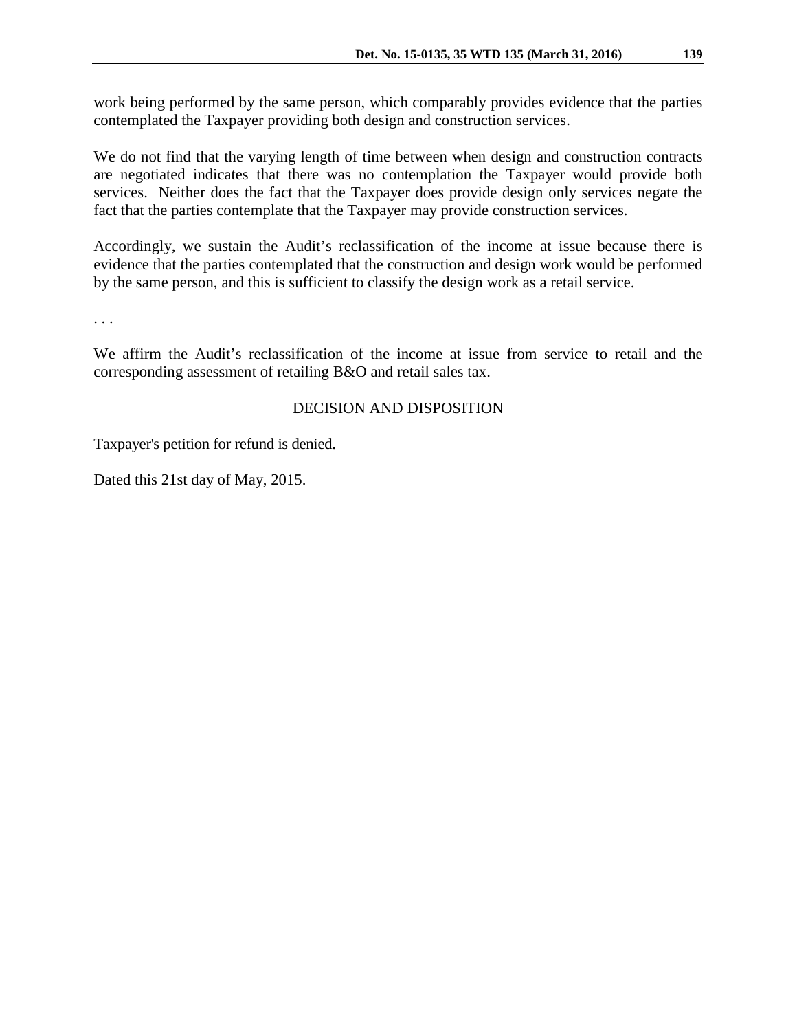work being performed by the same person, which comparably provides evidence that the parties contemplated the Taxpayer providing both design and construction services.

We do not find that the varying length of time between when design and construction contracts are negotiated indicates that there was no contemplation the Taxpayer would provide both services. Neither does the fact that the Taxpayer does provide design only services negate the fact that the parties contemplate that the Taxpayer may provide construction services.

Accordingly, we sustain the Audit's reclassification of the income at issue because there is evidence that the parties contemplated that the construction and design work would be performed by the same person, and this is sufficient to classify the design work as a retail service.

. . .

We affirm the Audit's reclassification of the income at issue from service to retail and the corresponding assessment of retailing B&O and retail sales tax.

## DECISION AND DISPOSITION

Taxpayer's petition for refund is denied.

Dated this 21st day of May, 2015.